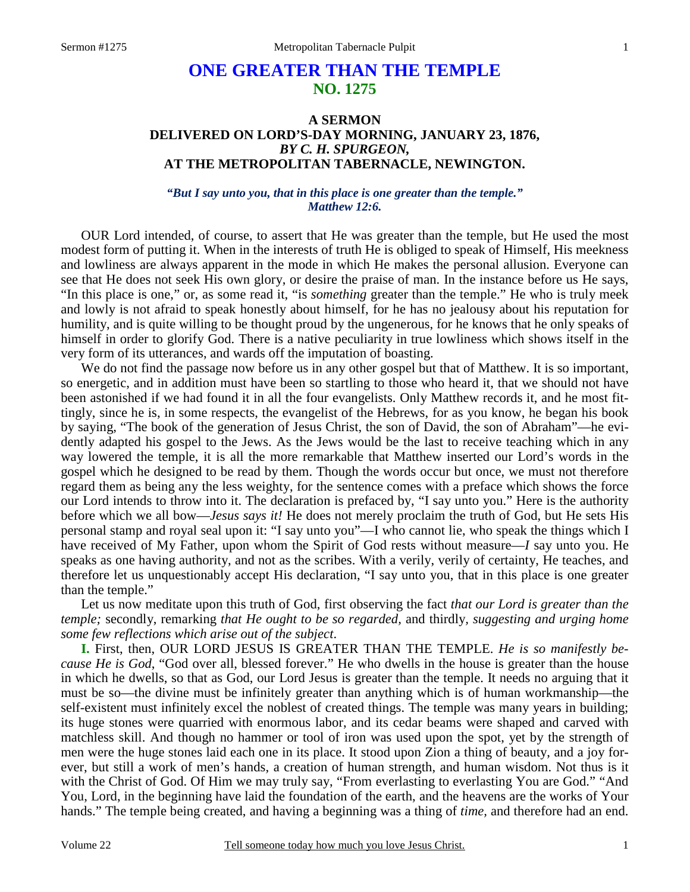# ONE GREATER THAN THE TEMPLE
## NO. 1275

### A SERMON DELIVERED ON LORD'S-DAY MORNING, JANUARY 23, 1876, *BY C. H. SPURGEON,* AT THE METROPOLITAN TABERNACLE, NEWINGTON.

***"But I say unto you, that in this place is one greater than the temple." Matthew 12:6.***

OUR Lord intended, of course, to assert that He was greater than the temple, but He used the most modest form of putting it. When in the interests of truth He is obliged to speak of Himself, His meekness and lowliness are always apparent in the mode in which He makes the personal allusion. Everyone can see that He does not seek His own glory, or desire the praise of man. In the instance before us He says, "In this place is one," or, as some read it, "is *something* greater than the temple." He who is truly meek and lowly is not afraid to speak honestly about himself, for he has no jealousy about his reputation for humility, and is quite willing to be thought proud by the ungenerous, for he knows that he only speaks of himself in order to glorify God. There is a native peculiarity in true lowliness which shows itself in the very form of its utterances, and wards off the imputation of boasting.

We do not find the passage now before us in any other gospel but that of Matthew. It is so important, so energetic, and in addition must have been so startling to those who heard it, that we should not have been astonished if we had found it in all the four evangelists. Only Matthew records it, and he most fittingly, since he is, in some respects, the evangelist of the Hebrews, for as you know, he began his book by saying, "The book of the generation of Jesus Christ, the son of David, the son of Abraham"—he evidently adapted his gospel to the Jews. As the Jews would be the last to receive teaching which in any way lowered the temple, it is all the more remarkable that Matthew inserted our Lord's words in the gospel which he designed to be read by them. Though the words occur but once, we must not therefore regard them as being any the less weighty, for the sentence comes with a preface which shows the force our Lord intends to throw into it. The declaration is prefaced by, "I say unto you." Here is the authority before which we all bow—*Jesus says it!* He does not merely proclaim the truth of God, but He sets His personal stamp and royal seal upon it: "I say unto you"—I who cannot lie, who speak the things which I have received of My Father, upon whom the Spirit of God rests without measure—*I* say unto you. He speaks as one having authority, and not as the scribes. With a verily, verily of certainty, He teaches, and therefore let us unquestionably accept His declaration, "I say unto you, that in this place is one greater than the temple."

Let us now meditate upon this truth of God, first observing the fact *that our Lord is greater than the temple;* secondly, remarking *that He ought to be so regarded,* and thirdly, *suggesting and urging home some few reflections which arise out of the subject*.

**I.** First, then, OUR LORD JESUS IS GREATER THAN THE TEMPLE. *He is so manifestly because He is God*, "God over all, blessed forever." He who dwells in the house is greater than the house in which he dwells, so that as God, our Lord Jesus is greater than the temple. It needs no arguing that it must be so—the divine must be infinitely greater than anything which is of human workmanship—the self-existent must infinitely excel the noblest of created things. The temple was many years in building; its huge stones were quarried with enormous labor, and its cedar beams were shaped and carved with matchless skill. And though no hammer or tool of iron was used upon the spot, yet by the strength of men were the huge stones laid each one in its place. It stood upon Zion a thing of beauty, and a joy forever, but still a work of men's hands, a creation of human strength, and human wisdom. Not thus is it with the Christ of God. Of Him we may truly say, "From everlasting to everlasting You are God." "And You, Lord, in the beginning have laid the foundation of the earth, and the heavens are the works of Your hands." The temple being created, and having a beginning was a thing of *time,* and therefore had an end.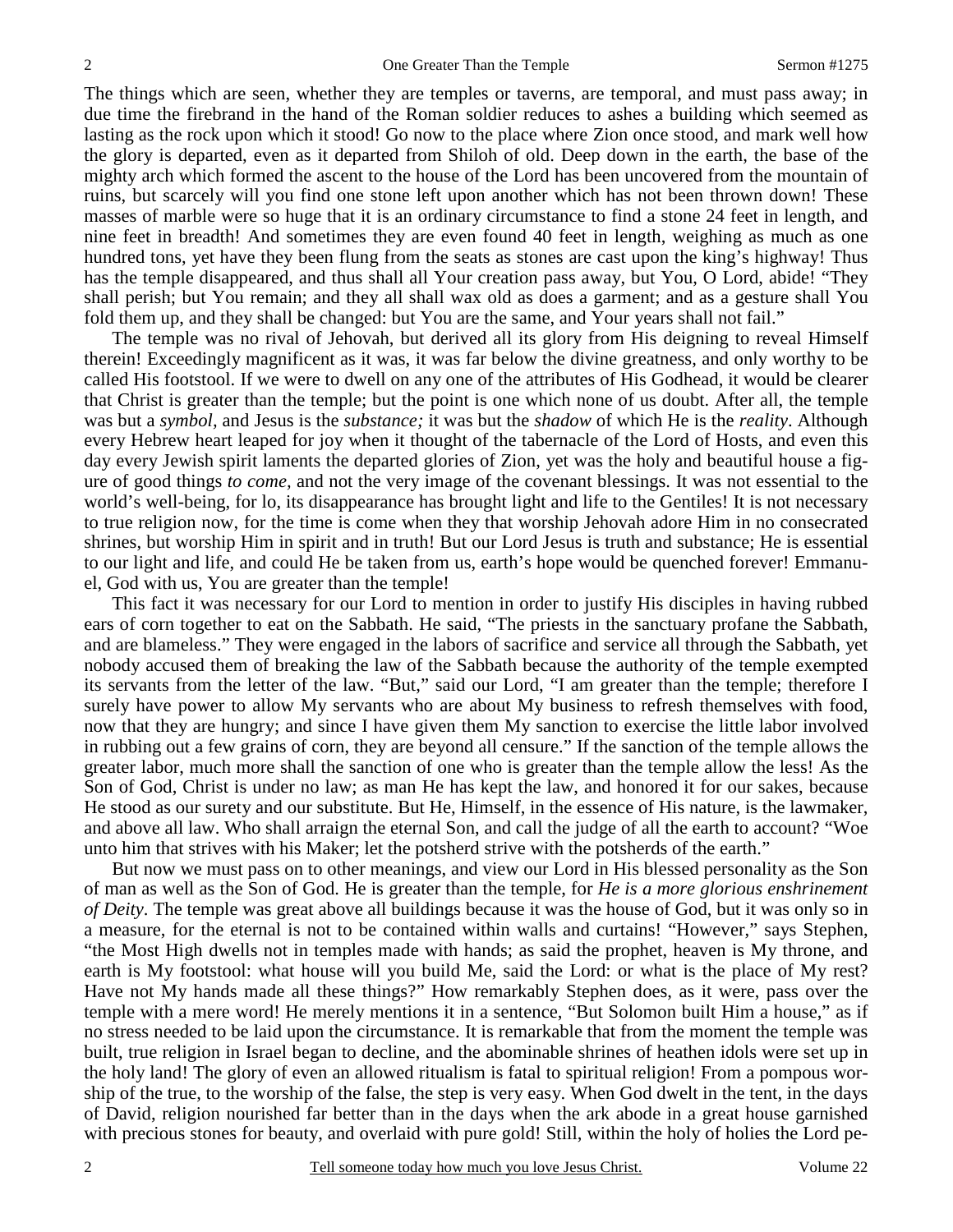The things which are seen, whether they are temples or taverns, are temporal, and must pass away; in due time the firebrand in the hand of the Roman soldier reduces to ashes a building which seemed as lasting as the rock upon which it stood! Go now to the place where Zion once stood, and mark well how the glory is departed, even as it departed from Shiloh of old. Deep down in the earth, the base of the mighty arch which formed the ascent to the house of the Lord has been uncovered from the mountain of ruins, but scarcely will you find one stone left upon another which has not been thrown down! These masses of marble were so huge that it is an ordinary circumstance to find a stone 24 feet in length, and nine feet in breadth! And sometimes they are even found 40 feet in length, weighing as much as one hundred tons, yet have they been flung from the seats as stones are cast upon the king's highway! Thus has the temple disappeared, and thus shall all Your creation pass away, but You, O Lord, abide! "They shall perish; but You remain; and they all shall wax old as does a garment; and as a gesture shall You fold them up, and they shall be changed: but You are the same, and Your years shall not fail."

The temple was no rival of Jehovah, but derived all its glory from His deigning to reveal Himself therein! Exceedingly magnificent as it was, it was far below the divine greatness, and only worthy to be called His footstool. If we were to dwell on any one of the attributes of His Godhead, it would be clearer that Christ is greater than the temple; but the point is one which none of us doubt. After all, the temple was but a *symbol,* and Jesus is the *substance;* it was but the *shadow* of which He is the *reality*. Although every Hebrew heart leaped for joy when it thought of the tabernacle of the Lord of Hosts, and even this day every Jewish spirit laments the departed glories of Zion, yet was the holy and beautiful house a figure of good things *to come,* and not the very image of the covenant blessings. It was not essential to the world's well-being, for lo, its disappearance has brought light and life to the Gentiles! It is not necessary to true religion now, for the time is come when they that worship Jehovah adore Him in no consecrated shrines, but worship Him in spirit and in truth! But our Lord Jesus is truth and substance; He is essential to our light and life, and could He be taken from us, earth's hope would be quenched forever! Emmanuel, God with us, You are greater than the temple!

This fact it was necessary for our Lord to mention in order to justify His disciples in having rubbed ears of corn together to eat on the Sabbath. He said, "The priests in the sanctuary profane the Sabbath, and are blameless." They were engaged in the labors of sacrifice and service all through the Sabbath, yet nobody accused them of breaking the law of the Sabbath because the authority of the temple exempted its servants from the letter of the law. "But," said our Lord, "I am greater than the temple; therefore I surely have power to allow My servants who are about My business to refresh themselves with food, now that they are hungry; and since I have given them My sanction to exercise the little labor involved in rubbing out a few grains of corn, they are beyond all censure." If the sanction of the temple allows the greater labor, much more shall the sanction of one who is greater than the temple allow the less! As the Son of God, Christ is under no law; as man He has kept the law, and honored it for our sakes, because He stood as our surety and our substitute. But He, Himself, in the essence of His nature, is the lawmaker, and above all law. Who shall arraign the eternal Son, and call the judge of all the earth to account? "Woe unto him that strives with his Maker; let the potsherd strive with the potsherds of the earth."

But now we must pass on to other meanings, and view our Lord in His blessed personality as the Son of man as well as the Son of God. He is greater than the temple, for *He is a more glorious enshrinement of Deity*. The temple was great above all buildings because it was the house of God, but it was only so in a measure, for the eternal is not to be contained within walls and curtains! "However," says Stephen, "the Most High dwells not in temples made with hands; as said the prophet, heaven is My throne, and earth is My footstool: what house will you build Me, said the Lord: or what is the place of My rest? Have not My hands made all these things?" How remarkably Stephen does, as it were, pass over the temple with a mere word! He merely mentions it in a sentence, "But Solomon built Him a house," as if no stress needed to be laid upon the circumstance. It is remarkable that from the moment the temple was built, true religion in Israel began to decline, and the abominable shrines of heathen idols were set up in the holy land! The glory of even an allowed ritualism is fatal to spiritual religion! From a pompous worship of the true, to the worship of the false, the step is very easy. When God dwelt in the tent, in the days of David, religion nourished far better than in the days when the ark abode in a great house garnished with precious stones for beauty, and overlaid with pure gold! Still, within the holy of holies the Lord pe-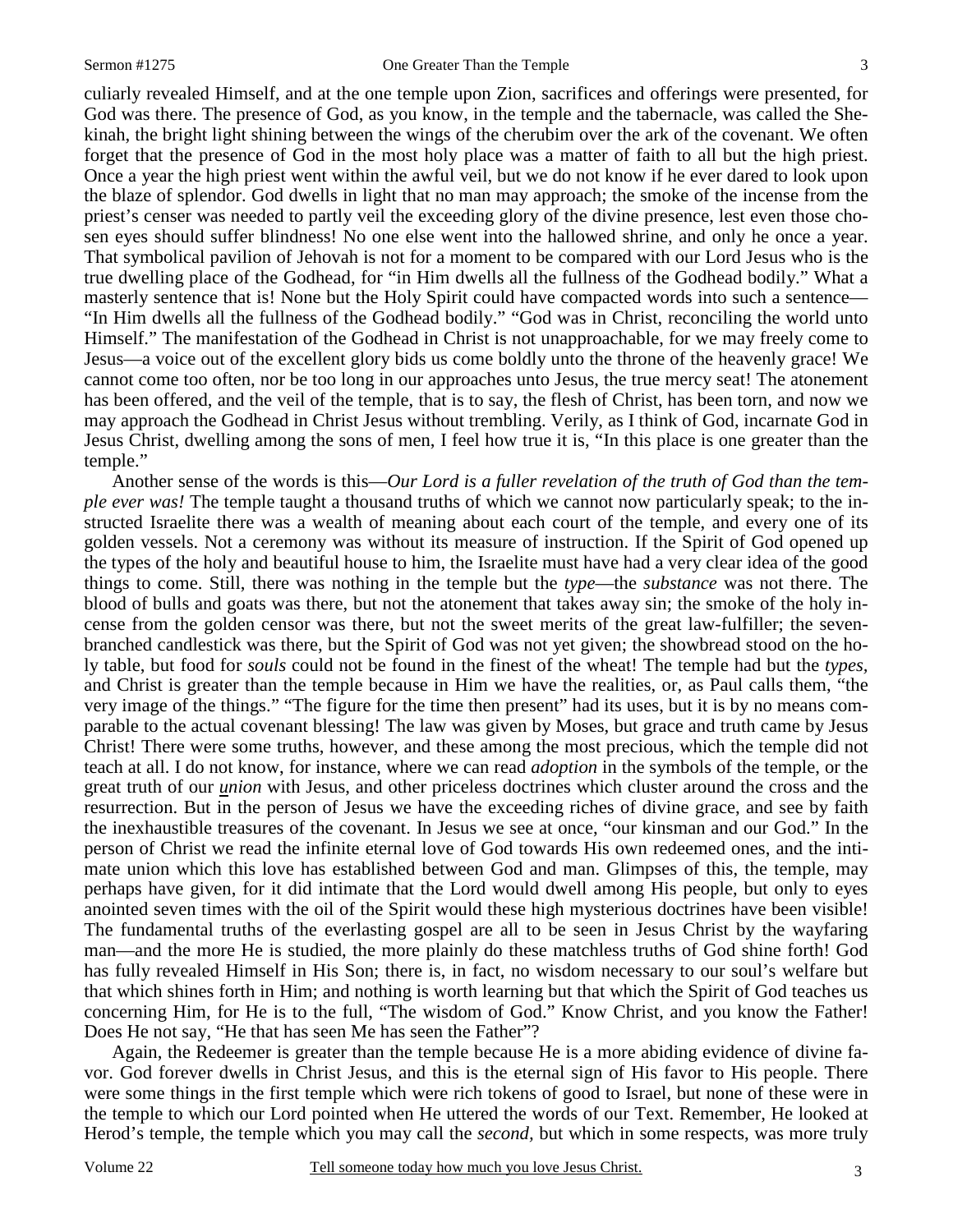culiarly revealed Himself, and at the one temple upon Zion, sacrifices and offerings were presented, for God was there. The presence of God, as you know, in the temple and the tabernacle, was called the Shekinah, the bright light shining between the wings of the cherubim over the ark of the covenant. We often forget that the presence of God in the most holy place was a matter of faith to all but the high priest. Once a year the high priest went within the awful veil, but we do not know if he ever dared to look upon the blaze of splendor. God dwells in light that no man may approach; the smoke of the incense from the priest's censer was needed to partly veil the exceeding glory of the divine presence, lest even those chosen eyes should suffer blindness! No one else went into the hallowed shrine, and only he once a year. That symbolical pavilion of Jehovah is not for a moment to be compared with our Lord Jesus who is the true dwelling place of the Godhead, for "in Him dwells all the fullness of the Godhead bodily." What a masterly sentence that is! None but the Holy Spirit could have compacted words into such a sentence—"In Him dwells all the fullness of the Godhead bodily." "God was in Christ, reconciling the world unto Himself." The manifestation of the Godhead in Christ is not unapproachable, for we may freely come to Jesus—a voice out of the excellent glory bids us come boldly unto the throne of the heavenly grace! We cannot come too often, nor be too long in our approaches unto Jesus, the true mercy seat! The atonement has been offered, and the veil of the temple, that is to say, the flesh of Christ, has been torn, and now we may approach the Godhead in Christ Jesus without trembling. Verily, as I think of God, incarnate God in Jesus Christ, dwelling among the sons of men, I feel how true it is, "In this place is one greater than the temple."

Another sense of the words is this—*Our Lord is a fuller revelation of the truth of God than the temple ever was!* The temple taught a thousand truths of which we cannot now particularly speak; to the instructed Israelite there was a wealth of meaning about each court of the temple, and every one of its golden vessels. Not a ceremony was without its measure of instruction. If the Spirit of God opened up the types of the holy and beautiful house to him, the Israelite must have had a very clear idea of the good things to come. Still, there was nothing in the temple but the *type*—the *substance* was not there. The blood of bulls and goats was there, but not the atonement that takes away sin; the smoke of the holy incense from the golden censor was there, but not the sweet merits of the great law-fulfiller; the seven-branched candlestick was there, but the Spirit of God was not yet given; the showbread stood on the holy table, but food for *souls* could not be found in the finest of the wheat! The temple had but the *types,* and Christ is greater than the temple because in Him we have the realities, or, as Paul calls them, "the very image of the things." "The figure for the time then present" had its uses, but it is by no means comparable to the actual covenant blessing! The law was given by Moses, but grace and truth came by Jesus Christ! There were some truths, however, and these among the most precious, which the temple did not teach at all. I do not know, for instance, where we can read *adoption* in the symbols of the temple, or the great truth of our ***union*** with Jesus, and other priceless doctrines which cluster around the cross and the resurrection. But in the person of Jesus we have the exceeding riches of divine grace, and see by faith the inexhaustible treasures of the covenant. In Jesus we see at once, "our kinsman and our God." In the person of Christ we read the infinite eternal love of God towards His own redeemed ones, and the intimate union which this love has established between God and man. Glimpses of this, the temple, may perhaps have given, for it did intimate that the Lord would dwell among His people, but only to eyes anointed seven times with the oil of the Spirit would these high mysterious doctrines have been visible! The fundamental truths of the everlasting gospel are all to be seen in Jesus Christ by the wayfaring man—and the more He is studied, the more plainly do these matchless truths of God shine forth! God has fully revealed Himself in His Son; there is, in fact, no wisdom necessary to our soul's welfare but that which shines forth in Him; and nothing is worth learning but that which the Spirit of God teaches us concerning Him, for He is to the full, "The wisdom of God." Know Christ, and you know the Father! Does He not say, "He that has seen Me has seen the Father"?

Again, the Redeemer is greater than the temple because He is a more abiding evidence of divine favor. God forever dwells in Christ Jesus, and this is the eternal sign of His favor to His people. There were some things in the first temple which were rich tokens of good to Israel, but none of these were in the temple to which our Lord pointed when He uttered the words of our Text. Remember, He looked at Herod's temple, the temple which you may call the *second,* but which in some respects, was more truly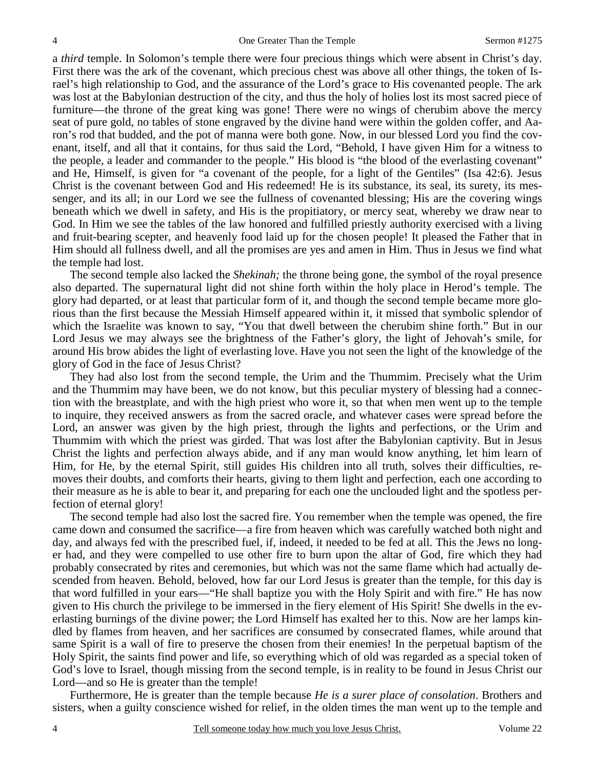a *third* temple. In Solomon's temple there were four precious things which were absent in Christ's day. First there was the ark of the covenant, which precious chest was above all other things, the token of Israel's high relationship to God, and the assurance of the Lord's grace to His covenanted people. The ark was lost at the Babylonian destruction of the city, and thus the holy of holies lost its most sacred piece of furniture—the throne of the great king was gone! There were no wings of cherubim above the mercy seat of pure gold, no tables of stone engraved by the divine hand were within the golden coffer, and Aaron's rod that budded, and the pot of manna were both gone. Now, in our blessed Lord you find the covenant, itself, and all that it contains, for thus said the Lord, "Behold, I have given Him for a witness to the people, a leader and commander to the people." His blood is "the blood of the everlasting covenant" and He, Himself, is given for "a covenant of the people, for a light of the Gentiles" (Isa 42:6). Jesus Christ is the covenant between God and His redeemed! He is its substance, its seal, its surety, its messenger, and its all; in our Lord we see the fullness of covenanted blessing; His are the covering wings beneath which we dwell in safety, and His is the propitiatory, or mercy seat, whereby we draw near to God. In Him we see the tables of the law honored and fulfilled priestly authority exercised with a living and fruit-bearing scepter, and heavenly food laid up for the chosen people! It pleased the Father that in Him should all fullness dwell, and all the promises are yes and amen in Him. Thus in Jesus we find what the temple had lost.

The second temple also lacked the *Shekinah;* the throne being gone, the symbol of the royal presence also departed. The supernatural light did not shine forth within the holy place in Herod's temple. The glory had departed, or at least that particular form of it, and though the second temple became more glorious than the first because the Messiah Himself appeared within it, it missed that symbolic splendor of which the Israelite was known to say, "You that dwell between the cherubim shine forth." But in our Lord Jesus we may always see the brightness of the Father's glory, the light of Jehovah's smile, for around His brow abides the light of everlasting love. Have you not seen the light of the knowledge of the glory of God in the face of Jesus Christ?

They had also lost from the second temple, the Urim and the Thummim. Precisely what the Urim and the Thummim may have been, we do not know, but this peculiar mystery of blessing had a connection with the breastplate, and with the high priest who wore it, so that when men went up to the temple to inquire, they received answers as from the sacred oracle, and whatever cases were spread before the Lord, an answer was given by the high priest, through the lights and perfections, or the Urim and Thummim with which the priest was girded. That was lost after the Babylonian captivity. But in Jesus Christ the lights and perfection always abide, and if any man would know anything, let him learn of Him, for He, by the eternal Spirit, still guides His children into all truth, solves their difficulties, removes their doubts, and comforts their hearts, giving to them light and perfection, each one according to their measure as he is able to bear it, and preparing for each one the unclouded light and the spotless perfection of eternal glory!

The second temple had also lost the sacred fire. You remember when the temple was opened, the fire came down and consumed the sacrifice—a fire from heaven which was carefully watched both night and day, and always fed with the prescribed fuel, if, indeed, it needed to be fed at all. This the Jews no longer had, and they were compelled to use other fire to burn upon the altar of God, fire which they had probably consecrated by rites and ceremonies, but which was not the same flame which had actually descended from heaven. Behold, beloved, how far our Lord Jesus is greater than the temple, for this day is that word fulfilled in your ears—"He shall baptize you with the Holy Spirit and with fire." He has now given to His church the privilege to be immersed in the fiery element of His Spirit! She dwells in the everlasting burnings of the divine power; the Lord Himself has exalted her to this. Now are her lamps kindled by flames from heaven, and her sacrifices are consumed by consecrated flames, while around that same Spirit is a wall of fire to preserve the chosen from their enemies! In the perpetual baptism of the Holy Spirit, the saints find power and life, so everything which of old was regarded as a special token of God's love to Israel, though missing from the second temple, is in reality to be found in Jesus Christ our Lord—and so He is greater than the temple!

Furthermore, He is greater than the temple because *He is a surer place of consolation*. Brothers and sisters, when a guilty conscience wished for relief, in the olden times the man went up to the temple and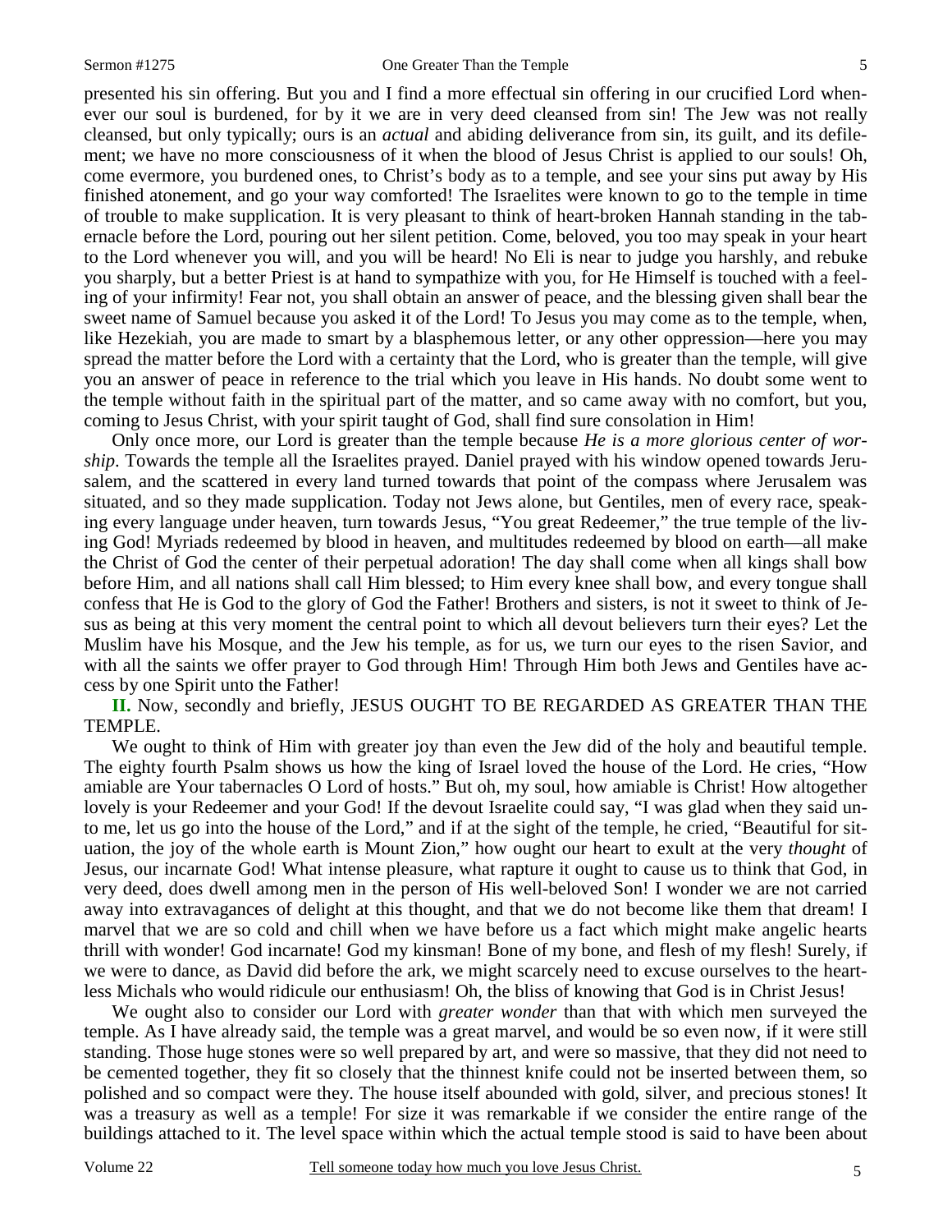presented his sin offering. But you and I find a more effectual sin offering in our crucified Lord whenever our soul is burdened, for by it we are in very deed cleansed from sin! The Jew was not really cleansed, but only typically; ours is an *actual* and abiding deliverance from sin, its guilt, and its defilement; we have no more consciousness of it when the blood of Jesus Christ is applied to our souls! Oh, come evermore, you burdened ones, to Christ's body as to a temple, and see your sins put away by His finished atonement, and go your way comforted! The Israelites were known to go to the temple in time of trouble to make supplication. It is very pleasant to think of heart-broken Hannah standing in the tabernacle before the Lord, pouring out her silent petition. Come, beloved, you too may speak in your heart to the Lord whenever you will, and you will be heard! No Eli is near to judge you harshly, and rebuke you sharply, but a better Priest is at hand to sympathize with you, for He Himself is touched with a feeling of your infirmity! Fear not, you shall obtain an answer of peace, and the blessing given shall bear the sweet name of Samuel because you asked it of the Lord! To Jesus you may come as to the temple, when, like Hezekiah, you are made to smart by a blasphemous letter, or any other oppression—here you may spread the matter before the Lord with a certainty that the Lord, who is greater than the temple, will give you an answer of peace in reference to the trial which you leave in His hands. No doubt some went to the temple without faith in the spiritual part of the matter, and so came away with no comfort, but you, coming to Jesus Christ, with your spirit taught of God, shall find sure consolation in Him!

Only once more, our Lord is greater than the temple because *He is a more glorious center of worship*. Towards the temple all the Israelites prayed. Daniel prayed with his window opened towards Jerusalem, and the scattered in every land turned towards that point of the compass where Jerusalem was situated, and so they made supplication. Today not Jews alone, but Gentiles, men of every race, speaking every language under heaven, turn towards Jesus, "You great Redeemer," the true temple of the living God! Myriads redeemed by blood in heaven, and multitudes redeemed by blood on earth—all make the Christ of God the center of their perpetual adoration! The day shall come when all kings shall bow before Him, and all nations shall call Him blessed; to Him every knee shall bow, and every tongue shall confess that He is God to the glory of God the Father! Brothers and sisters, is not it sweet to think of Jesus as being at this very moment the central point to which all devout believers turn their eyes? Let the Muslim have his Mosque, and the Jew his temple, as for us, we turn our eyes to the risen Savior, and with all the saints we offer prayer to God through Him! Through Him both Jews and Gentiles have access by one Spirit unto the Father!

**II.** Now, secondly and briefly, JESUS OUGHT TO BE REGARDED AS GREATER THAN THE TEMPLE.

We ought to think of Him with greater joy than even the Jew did of the holy and beautiful temple. The eighty fourth Psalm shows us how the king of Israel loved the house of the Lord. He cries, "How amiable are Your tabernacles O Lord of hosts." But oh, my soul, how amiable is Christ! How altogether lovely is your Redeemer and your God! If the devout Israelite could say, "I was glad when they said unto me, let us go into the house of the Lord," and if at the sight of the temple, he cried, "Beautiful for situation, the joy of the whole earth is Mount Zion," how ought our heart to exult at the very *thought* of Jesus, our incarnate God! What intense pleasure, what rapture it ought to cause us to think that God, in very deed, does dwell among men in the person of His well-beloved Son! I wonder we are not carried away into extravagances of delight at this thought, and that we do not become like them that dream! I marvel that we are so cold and chill when we have before us a fact which might make angelic hearts thrill with wonder! God incarnate! God my kinsman! Bone of my bone, and flesh of my flesh! Surely, if we were to dance, as David did before the ark, we might scarcely need to excuse ourselves to the heartless Michals who would ridicule our enthusiasm! Oh, the bliss of knowing that God is in Christ Jesus!

We ought also to consider our Lord with *greater wonder* than that with which men surveyed the temple. As I have already said, the temple was a great marvel, and would be so even now, if it were still standing. Those huge stones were so well prepared by art, and were so massive, that they did not need to be cemented together, they fit so closely that the thinnest knife could not be inserted between them, so polished and so compact were they. The house itself abounded with gold, silver, and precious stones! It was a treasury as well as a temple! For size it was remarkable if we consider the entire range of the buildings attached to it. The level space within which the actual temple stood is said to have been about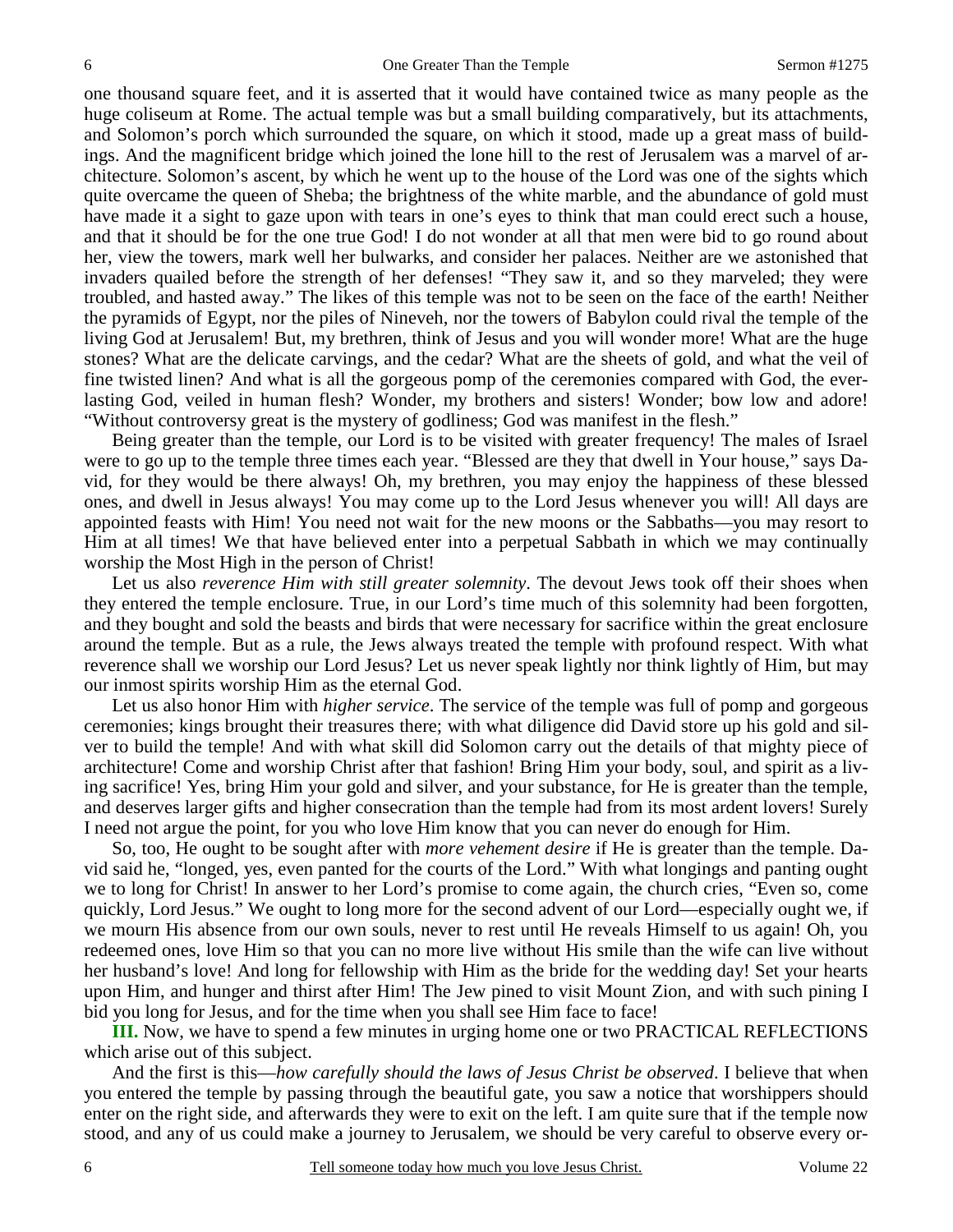one thousand square feet, and it is asserted that it would have contained twice as many people as the huge coliseum at Rome. The actual temple was but a small building comparatively, but its attachments, and Solomon's porch which surrounded the square, on which it stood, made up a great mass of buildings. And the magnificent bridge which joined the lone hill to the rest of Jerusalem was a marvel of architecture. Solomon's ascent, by which he went up to the house of the Lord was one of the sights which quite overcame the queen of Sheba; the brightness of the white marble, and the abundance of gold must have made it a sight to gaze upon with tears in one's eyes to think that man could erect such a house, and that it should be for the one true God! I do not wonder at all that men were bid to go round about her, view the towers, mark well her bulwarks, and consider her palaces. Neither are we astonished that invaders quailed before the strength of her defenses! "They saw it, and so they marveled; they were troubled, and hasted away." The likes of this temple was not to be seen on the face of the earth! Neither the pyramids of Egypt, nor the piles of Nineveh, nor the towers of Babylon could rival the temple of the living God at Jerusalem! But, my brethren, think of Jesus and you will wonder more! What are the huge stones? What are the delicate carvings, and the cedar? What are the sheets of gold, and what the veil of fine twisted linen? And what is all the gorgeous pomp of the ceremonies compared with God, the everlasting God, veiled in human flesh? Wonder, my brothers and sisters! Wonder; bow low and adore! "Without controversy great is the mystery of godliness; God was manifest in the flesh."

Being greater than the temple, our Lord is to be visited with greater frequency! The males of Israel were to go up to the temple three times each year. "Blessed are they that dwell in Your house," says David, for they would be there always! Oh, my brethren, you may enjoy the happiness of these blessed ones, and dwell in Jesus always! You may come up to the Lord Jesus whenever you will! All days are appointed feasts with Him! You need not wait for the new moons or the Sabbaths—you may resort to Him at all times! We that have believed enter into a perpetual Sabbath in which we may continually worship the Most High in the person of Christ!

Let us also *reverence Him with still greater solemnity*. The devout Jews took off their shoes when they entered the temple enclosure. True, in our Lord's time much of this solemnity had been forgotten, and they bought and sold the beasts and birds that were necessary for sacrifice within the great enclosure around the temple. But as a rule, the Jews always treated the temple with profound respect. With what reverence shall we worship our Lord Jesus? Let us never speak lightly nor think lightly of Him, but may our inmost spirits worship Him as the eternal God.

Let us also honor Him with *higher service*. The service of the temple was full of pomp and gorgeous ceremonies; kings brought their treasures there; with what diligence did David store up his gold and silver to build the temple! And with what skill did Solomon carry out the details of that mighty piece of architecture! Come and worship Christ after that fashion! Bring Him your body, soul, and spirit as a living sacrifice! Yes, bring Him your gold and silver, and your substance, for He is greater than the temple, and deserves larger gifts and higher consecration than the temple had from its most ardent lovers! Surely I need not argue the point, for you who love Him know that you can never do enough for Him.

So, too, He ought to be sought after with *more vehement desire* if He is greater than the temple. David said he, "longed, yes, even panted for the courts of the Lord." With what longings and panting ought we to long for Christ! In answer to her Lord's promise to come again, the church cries, "Even so, come quickly, Lord Jesus." We ought to long more for the second advent of our Lord—especially ought we, if we mourn His absence from our own souls, never to rest until He reveals Himself to us again! Oh, you redeemed ones, love Him so that you can no more live without His smile than the wife can live without her husband's love! And long for fellowship with Him as the bride for the wedding day! Set your hearts upon Him, and hunger and thirst after Him! The Jew pined to visit Mount Zion, and with such pining I bid you long for Jesus, and for the time when you shall see Him face to face!

**III.** Now, we have to spend a few minutes in urging home one or two PRACTICAL REFLECTIONS which arise out of this subject.

And the first is this—*how carefully should the laws of Jesus Christ be observed*. I believe that when you entered the temple by passing through the beautiful gate, you saw a notice that worshippers should enter on the right side, and afterwards they were to exit on the left. I am quite sure that if the temple now stood, and any of us could make a journey to Jerusalem, we should be very careful to observe every or-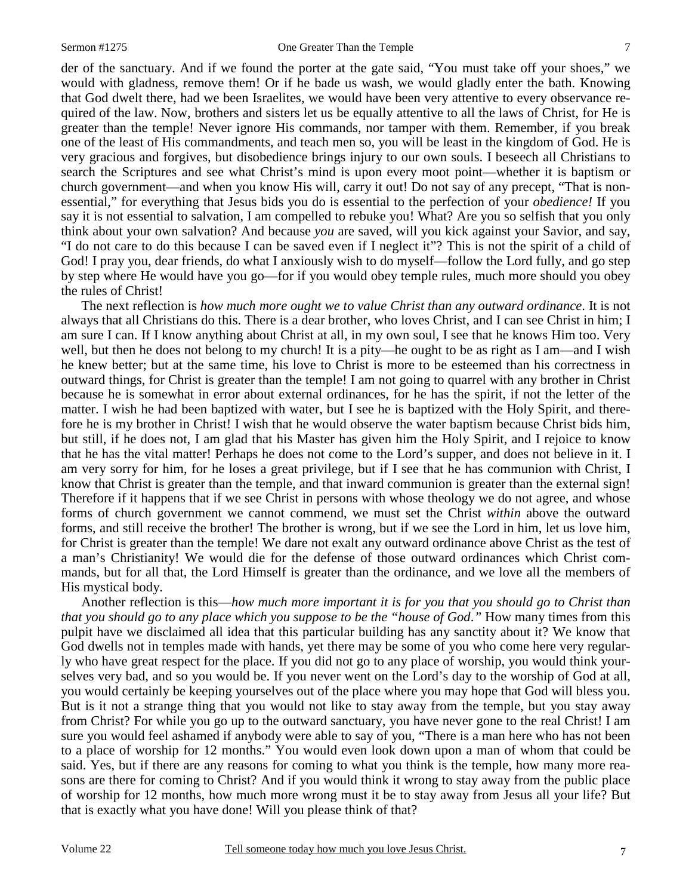der of the sanctuary. And if we found the porter at the gate said, "You must take off your shoes," we would with gladness, remove them! Or if he bade us wash, we would gladly enter the bath. Knowing that God dwelt there, had we been Israelites, we would have been very attentive to every observance required of the law. Now, brothers and sisters let us be equally attentive to all the laws of Christ, for He is greater than the temple! Never ignore His commands, nor tamper with them. Remember, if you break one of the least of His commandments, and teach men so, you will be least in the kingdom of God. He is very gracious and forgives, but disobedience brings injury to our own souls. I beseech all Christians to search the Scriptures and see what Christ's mind is upon every moot point—whether it is baptism or church government—and when you know His will, carry it out! Do not say of any precept, "That is non-essential," for everything that Jesus bids you do is essential to the perfection of your *obedience!* If you say it is not essential to salvation, I am compelled to rebuke you! What? Are you so selfish that you only think about your own salvation? And because *you* are saved, will you kick against your Savior, and say, "I do not care to do this because I can be saved even if I neglect it"? This is not the spirit of a child of God! I pray you, dear friends, do what I anxiously wish to do myself—follow the Lord fully, and go step by step where He would have you go—for if you would obey temple rules, much more should you obey the rules of Christ!

The next reflection is *how much more ought we to value Christ than any outward ordinance*. It is not always that all Christians do this. There is a dear brother, who loves Christ, and I can see Christ in him; I am sure I can. If I know anything about Christ at all, in my own soul, I see that he knows Him too. Very well, but then he does not belong to my church! It is a pity—he ought to be as right as I am—and I wish he knew better; but at the same time, his love to Christ is more to be esteemed than his correctness in outward things, for Christ is greater than the temple! I am not going to quarrel with any brother in Christ because he is somewhat in error about external ordinances, for he has the spirit, if not the letter of the matter. I wish he had been baptized with water, but I see he is baptized with the Holy Spirit, and therefore he is my brother in Christ! I wish that he would observe the water baptism because Christ bids him, but still, if he does not, I am glad that his Master has given him the Holy Spirit, and I rejoice to know that he has the vital matter! Perhaps he does not come to the Lord's supper, and does not believe in it. I am very sorry for him, for he loses a great privilege, but if I see that he has communion with Christ, I know that Christ is greater than the temple, and that inward communion is greater than the external sign! Therefore if it happens that if we see Christ in persons with whose theology we do not agree, and whose forms of church government we cannot commend, we must set the Christ *within* above the outward forms, and still receive the brother! The brother is wrong, but if we see the Lord in him, let us love him, for Christ is greater than the temple! We dare not exalt any outward ordinance above Christ as the test of a man's Christianity! We would die for the defense of those outward ordinances which Christ commands, but for all that, the Lord Himself is greater than the ordinance, and we love all the members of His mystical body.

Another reflection is this—*how much more important it is for you that you should go to Christ than that you should go to any place which you suppose to be the "house of God."* How many times from this pulpit have we disclaimed all idea that this particular building has any sanctity about it? We know that God dwells not in temples made with hands, yet there may be some of you who come here very regularly who have great respect for the place. If you did not go to any place of worship, you would think yourselves very bad, and so you would be. If you never went on the Lord's day to the worship of God at all, you would certainly be keeping yourselves out of the place where you may hope that God will bless you. But is it not a strange thing that you would not like to stay away from the temple, but you stay away from Christ? For while you go up to the outward sanctuary, you have never gone to the real Christ! I am sure you would feel ashamed if anybody were able to say of you, "There is a man here who has not been to a place of worship for 12 months." You would even look down upon a man of whom that could be said. Yes, but if there are any reasons for coming to what you think is the temple, how many more reasons are there for coming to Christ? And if you would think it wrong to stay away from the public place of worship for 12 months, how much more wrong must it be to stay away from Jesus all your life? But that is exactly what you have done! Will you please think of that?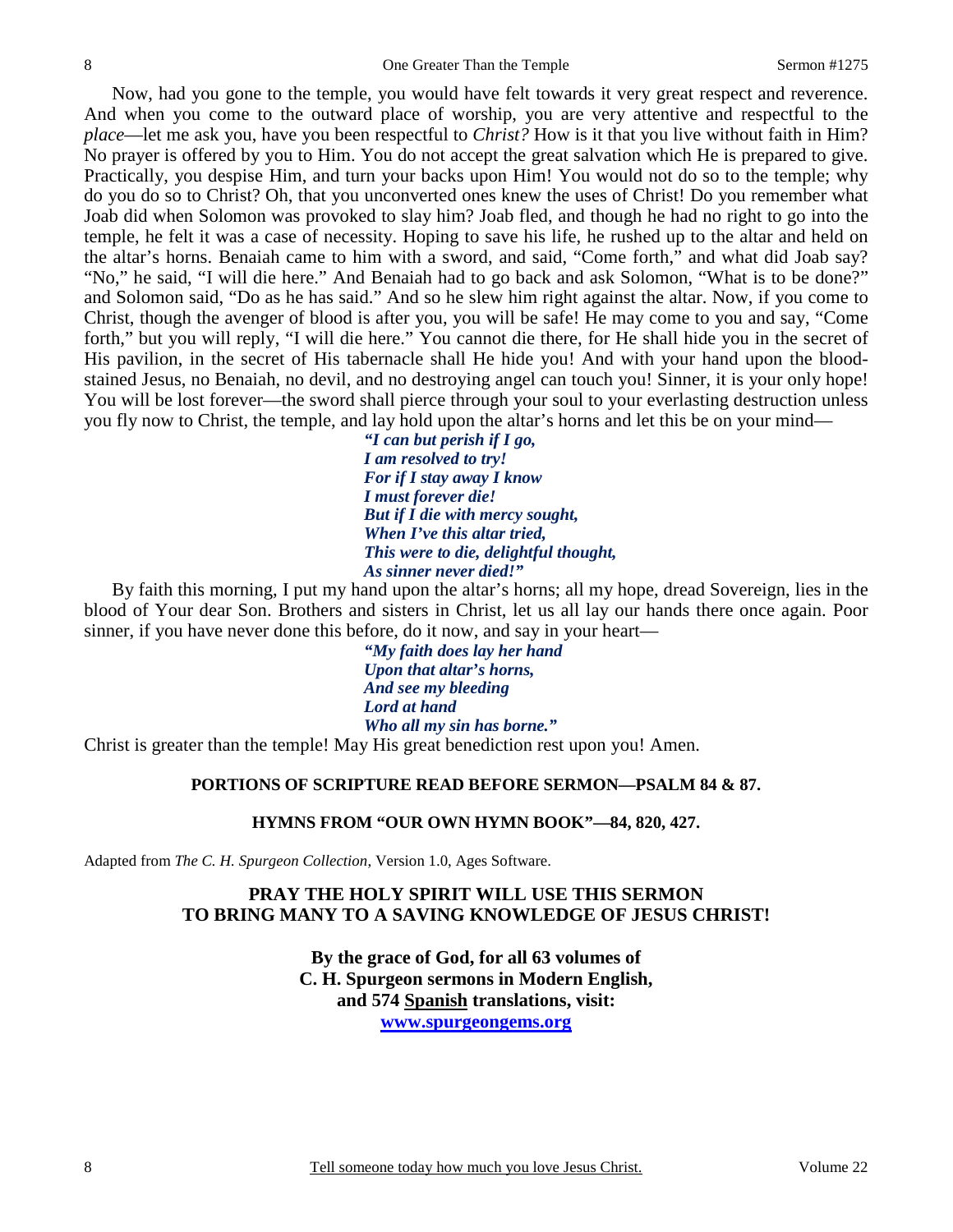Now, had you gone to the temple, you would have felt towards it very great respect and reverence. And when you come to the outward place of worship, you are very attentive and respectful to the *place*—let me ask you, have you been respectful to *Christ?* How is it that you live without faith in Him? No prayer is offered by you to Him. You do not accept the great salvation which He is prepared to give. Practically, you despise Him, and turn your backs upon Him! You would not do so to the temple; why do you do so to Christ? Oh, that you unconverted ones knew the uses of Christ! Do you remember what Joab did when Solomon was provoked to slay him? Joab fled, and though he had no right to go into the temple, he felt it was a case of necessity. Hoping to save his life, he rushed up to the altar and held on the altar's horns. Benaiah came to him with a sword, and said, "Come forth," and what did Joab say? "No," he said, "I will die here." And Benaiah had to go back and ask Solomon, "What is to be done?" and Solomon said, "Do as he has said." And so he slew him right against the altar. Now, if you come to Christ, though the avenger of blood is after you, you will be safe! He may come to you and say, "Come forth," but you will reply, "I will die here." You cannot die there, for He shall hide you in the secret of His pavilion, in the secret of His tabernacle shall He hide you! And with your hand upon the blood-stained Jesus, no Benaiah, no devil, and no destroying angel can touch you! Sinner, it is your only hope! You will be lost forever—the sword shall pierce through your soul to your everlasting destruction unless you fly now to Christ, the temple, and lay hold upon the altar's horns and let this be on your mind—

> ***"I can but perish if I go,***
> ***I am resolved to try!***
> ***For if I stay away I know***
> ***I must forever die!***
> ***But if I die with mercy sought,***
> ***When I've this altar tried,***
> ***This were to die, delightful thought,***
> ***As sinner never died!"***

By faith this morning, I put my hand upon the altar's horns; all my hope, dread Sovereign, lies in the blood of Your dear Son. Brothers and sisters in Christ, let us all lay our hands there once again. Poor sinner, if you have never done this before, do it now, and say in your heart—

> ***"My faith does lay her hand***
> ***Upon that altar's horns,***
> ***And see my bleeding***
> ***Lord at hand***
> ***Who all my sin has borne."***

Christ is greater than the temple! May His great benediction rest upon you! Amen.

**PORTIONS OF SCRIPTURE READ BEFORE SERMON—PSALM 84 & 87.**

**HYMNS FROM "OUR OWN HYMN BOOK"—84, 820, 427.**

Adapted from *The C. H. Spurgeon Collection*, Version 1.0, Ages Software.

**PRAY THE HOLY SPIRIT WILL USE THIS SERMON TO BRING MANY TO A SAVING KNOWLEDGE OF JESUS CHRIST!**

**By the grace of God, for all 63 volumes of C. H. Spurgeon sermons in Modern English, and 574 Spanish translations, visit: www.spurgeongems.org**

Tell someone today how much you love Jesus Christ.